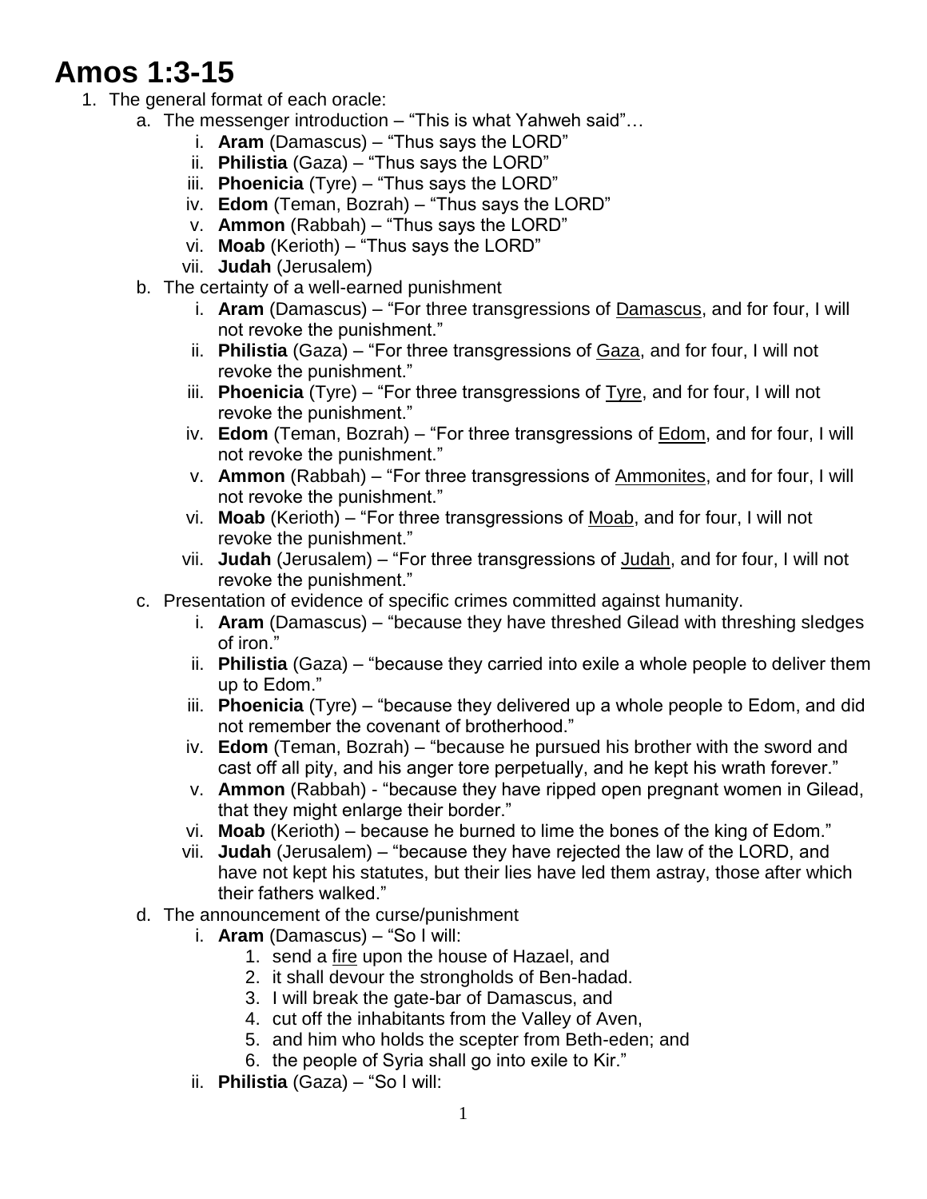# Amos 1:3-15

1. The general format of each oracle:
    a. The messenger introduction – "This is what Yahweh said"…
        i. **Aram** (Damascus) – "Thus says the LORD"
        ii. **Philistia** (Gaza) – "Thus says the LORD"
        iii. **Phoenicia** (Tyre) – "Thus says the LORD"
        iv. **Edom** (Teman, Bozrah) – "Thus says the LORD"
        v. **Ammon** (Rabbah) – "Thus says the LORD"
        vi. **Moab** (Kerioth) – "Thus says the LORD"
        vii. **Judah** (Jerusalem)
    b. The certainty of a well-earned punishment
        i. **Aram** (Damascus) – "For three transgressions of <u>Damascus</u>, and for four, I will not revoke the punishment."
        ii. **Philistia** (Gaza) – "For three transgressions of <u>Gaza</u>, and for four, I will not revoke the punishment."
        iii. **Phoenicia** (Tyre) – "For three transgressions of <u>Tyre</u>, and for four, I will not revoke the punishment."
        iv. **Edom** (Teman, Bozrah) – "For three transgressions of <u>Edom</u>, and for four, I will not revoke the punishment."
        v. **Ammon** (Rabbah) – "For three transgressions of <u>Ammonites</u>, and for four, I will not revoke the punishment."
        vi. **Moab** (Kerioth) – "For three transgressions of <u>Moab</u>, and for four, I will not revoke the punishment."
        vii. **Judah** (Jerusalem) – "For three transgressions of <u>Judah</u>, and for four, I will not revoke the punishment."
    c. Presentation of evidence of specific crimes committed against humanity.
        i. **Aram** (Damascus) – "because they have threshed Gilead with threshing sledges of iron."
        ii. **Philistia** (Gaza) – "because they carried into exile a whole people to deliver them up to Edom."
        iii. **Phoenicia** (Tyre) – "because they delivered up a whole people to Edom, and did not remember the covenant of brotherhood."
        iv. **Edom** (Teman, Bozrah) – "because he pursued his brother with the sword and cast off all pity, and his anger tore perpetually, and he kept his wrath forever."
        v. **Ammon** (Rabbah) - "because they have ripped open pregnant women in Gilead, that they might enlarge their border."
        vi. **Moab** (Kerioth) – because he burned to lime the bones of the king of Edom."
        vii. **Judah** (Jerusalem) – "because they have rejected the law of the LORD, and have not kept his statutes, but their lies have led them astray, those after which their fathers walked."
    d. The announcement of the curse/punishment
        i. **Aram** (Damascus) – "So I will:
            1. send a <u>fire</u> upon the house of Hazael, and
            2. it shall devour the strongholds of Ben-hadad.
            3. I will break the gate-bar of Damascus, and
            4. cut off the inhabitants from the Valley of Aven,
            5. and him who holds the scepter from Beth-eden; and
            6. the people of Syria shall go into exile to Kir."
        ii. **Philistia** (Gaza) – "So I will: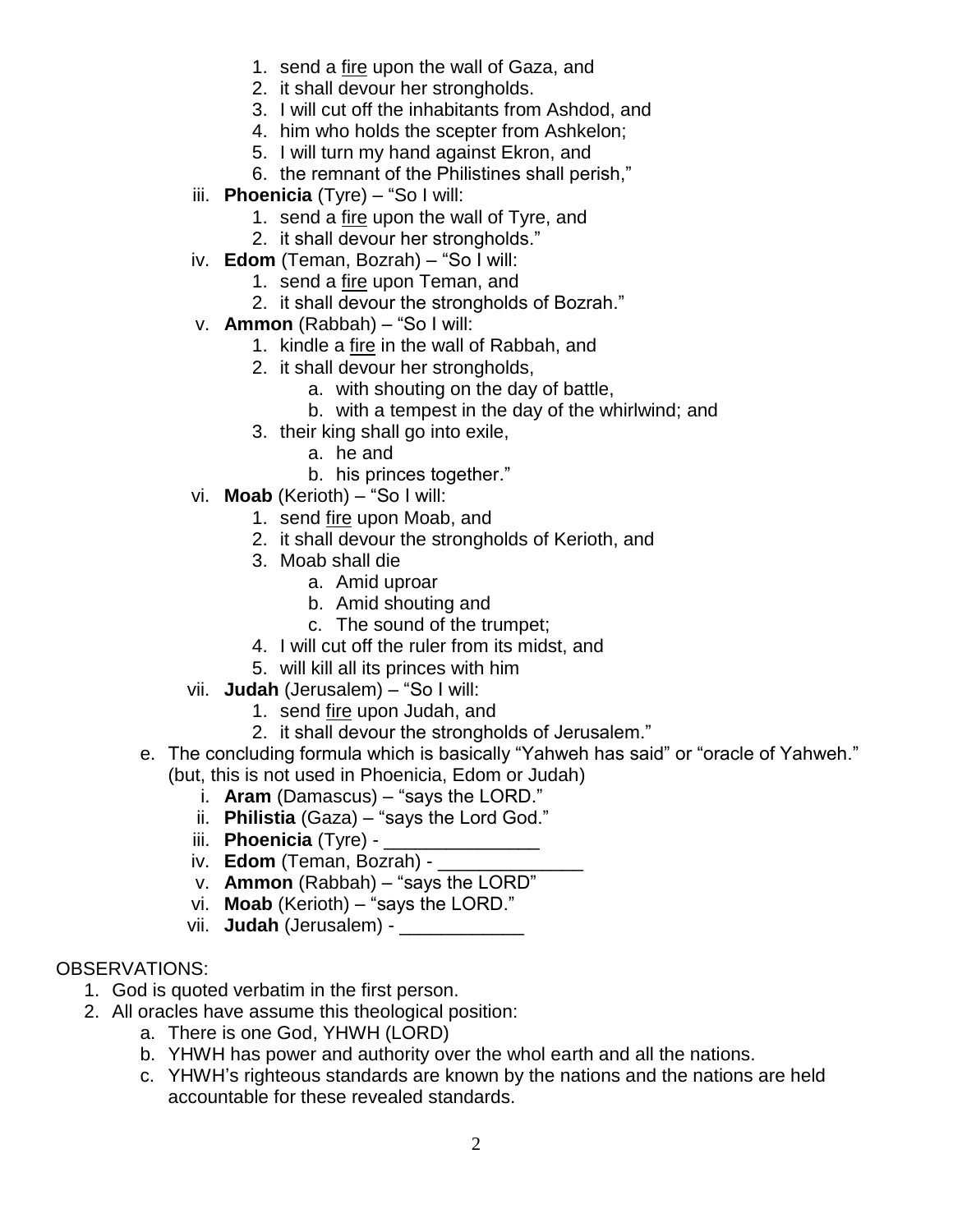1. send a <u>fire</u> upon the wall of Gaza, and
2. it shall devour her strongholds.
3. I will cut off the inhabitants from Ashdod, and
4. him who holds the scepter from Ashkelon;
5. I will turn my hand against Ekron, and
6. the remnant of the Philistines shall perish,"

iii. **Phoenicia** (Tyre) – "So I will:
   1. send a <u>fire</u> upon the wall of Tyre, and
   2. it shall devour her strongholds."

iv. **Edom** (Teman, Bozrah) – "So I will:
   1. send a <u>fire</u> upon Teman, and
   2. it shall devour the strongholds of Bozrah."

v. **Ammon** (Rabbah) – "So I will:
   1. kindle a <u>fire</u> in the wall of Rabbah, and
   2. it shall devour her strongholds,
      a. with shouting on the day of battle,
      b. with a tempest in the day of the whirlwind; and
   3. their king shall go into exile,
      a. he and
      b. his princes together."

vi. **Moab** (Kerioth) – "So I will:
   1. send <u>fire</u> upon Moab, and
   2. it shall devour the strongholds of Kerioth, and
   3. Moab shall die
      a. Amid uproar
      b. Amid shouting and
      c. The sound of the trumpet;
   4. I will cut off the ruler from its midst, and
   5. will kill all its princes with him

vii. **Judah** (Jerusalem) – "So I will:
   1. send <u>fire</u> upon Judah, and
   2. it shall devour the strongholds of Jerusalem."

e. The concluding formula which is basically "Yahweh has said" or "oracle of Yahweh." (but, this is not used in Phoenicia, Edom or Judah)
   i. **Aram** (Damascus) – "says the LORD."
   ii. **Philistia** (Gaza) – "says the Lord God."
   iii. **Phoenicia** (Tyre) - _______________
   iv. **Edom** (Teman, Bozrah) - ______________
   v. **Ammon** (Rabbah) – "says the LORD"
   vi. **Moab** (Kerioth) – "says the LORD."
   vii. **Judah** (Jerusalem) - ____________

OBSERVATIONS:

1. God is quoted verbatim in the first person.
2. All oracles have assume this theological position:
   a. There is one God, YHWH (LORD)
   b. YHWH has power and authority over the whol earth and all the nations.
   c. YHWH's righteous standards are known by the nations and the nations are held accountable for these revealed standards.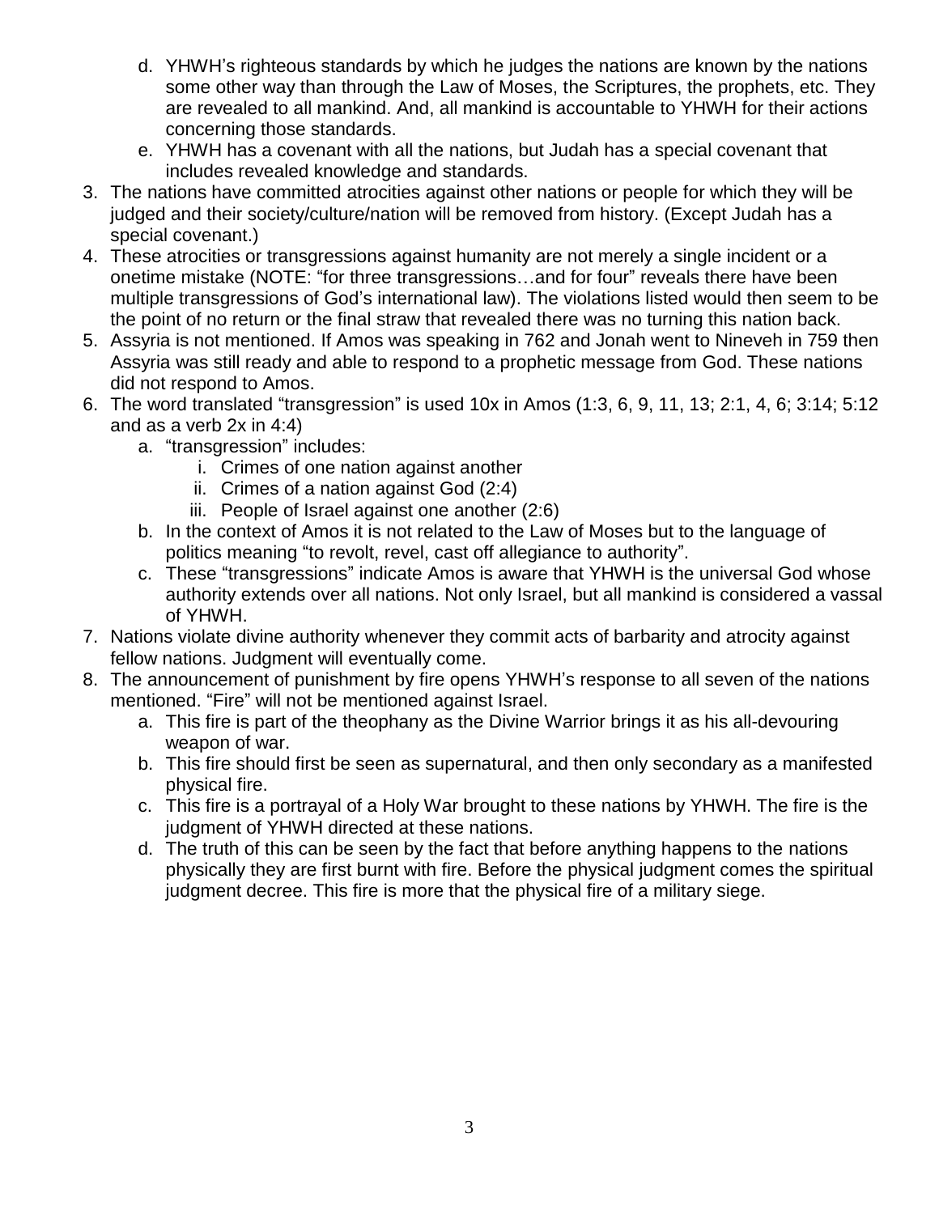d. YHWH's righteous standards by which he judges the nations are known by the nations some other way than through the Law of Moses, the Scriptures, the prophets, etc. They are revealed to all mankind. And, all mankind is accountable to YHWH for their actions concerning those standards.
   e. YHWH has a covenant with all the nations, but Judah has a special covenant that includes revealed knowledge and standards.

3. The nations have committed atrocities against other nations or people for which they will be judged and their society/culture/nation will be removed from history. (Except Judah has a special covenant.)
4. These atrocities or transgressions against humanity are not merely a single incident or a onetime mistake (NOTE: "for three transgressions…and for four" reveals there have been multiple transgressions of God's international law). The violations listed would then seem to be the point of no return or the final straw that revealed there was no turning this nation back.
5. Assyria is not mentioned. If Amos was speaking in 762 and Jonah went to Nineveh in 759 then Assyria was still ready and able to respond to a prophetic message from God. These nations did not respond to Amos.
6. The word translated "transgression" is used 10x in Amos (1:3, 6, 9, 11, 13; 2:1, 4, 6; 3:14; 5:12 and as a verb 2x in 4:4)
   a. "transgression" includes:
      i. Crimes of one nation against another
      ii. Crimes of a nation against God (2:4)
      iii. People of Israel against one another (2:6)
   b. In the context of Amos it is not related to the Law of Moses but to the language of politics meaning "to revolt, revel, cast off allegiance to authority".
   c. These "transgressions" indicate Amos is aware that YHWH is the universal God whose authority extends over all nations. Not only Israel, but all mankind is considered a vassal of YHWH.
7. Nations violate divine authority whenever they commit acts of barbarity and atrocity against fellow nations. Judgment will eventually come.
8. The announcement of punishment by fire opens YHWH's response to all seven of the nations mentioned. "Fire" will not be mentioned against Israel.
   a. This fire is part of the theophany as the Divine Warrior brings it as his all-devouring weapon of war.
   b. This fire should first be seen as supernatural, and then only secondary as a manifested physical fire.
   c. This fire is a portrayal of a Holy War brought to these nations by YHWH. The fire is the judgment of YHWH directed at these nations.
   d. The truth of this can be seen by the fact that before anything happens to the nations physically they are first burnt with fire. Before the physical judgment comes the spiritual judgment decree. This fire is more that the physical fire of a military siege.